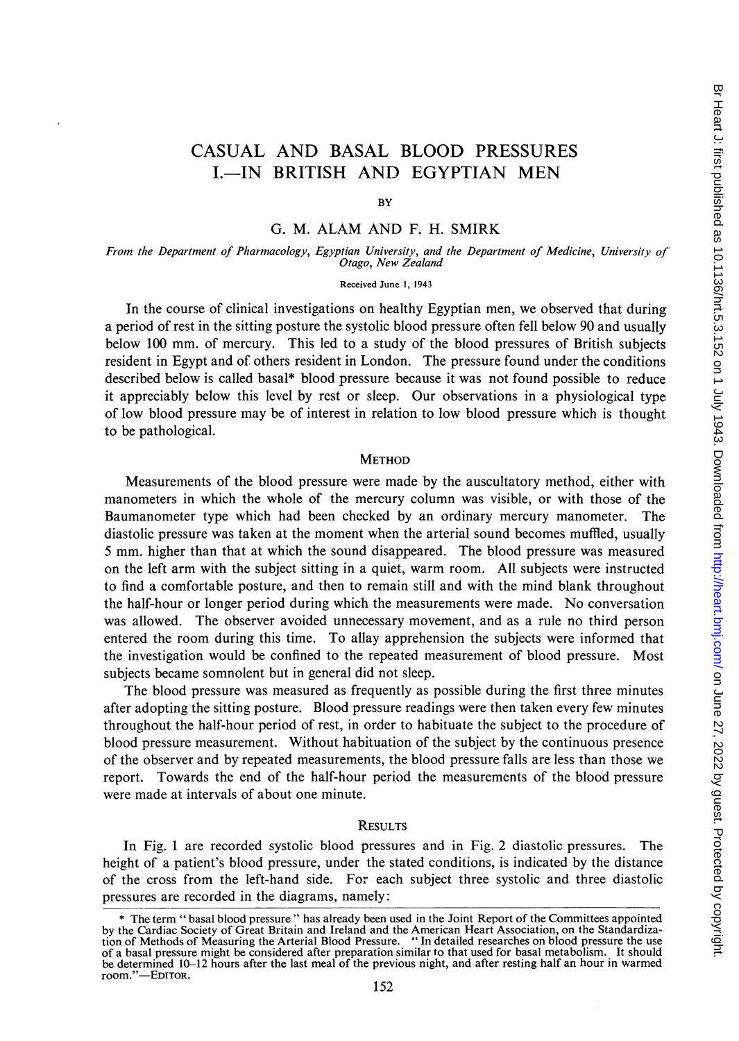# CASUAL AND BASAL BLOOD PRESSURES
# I.—IN BRITISH AND EGYPTIAN MEN

BY

G. M. ALAM AND F. H. SMIRK

*From the Department of Pharmacology, Egyptian University, and the Department of Medicine, University of Otago, New Zealand*

Received June 1, 1943

In the course of clinical investigations on healthy Egyptian men, we observed that during a period of rest in the sitting posture the systolic blood pressure often fell below 90 and usually below 100 mm. of mercury. This led to a study of the blood pressures of British subjects resident in Egypt and of others resident in London. The pressure found under the conditions described below is called basal* blood pressure because it was not found possible to reduce it appreciably below this level by rest or sleep. Our observations in a physiological type of low blood pressure may be of interest in relation to low blood pressure which is thought to be pathological.

## METHOD

Measurements of the blood pressure were made by the auscultatory method, either with manometers in which the whole of the mercury column was visible, or with those of the Baumanometer type which had been checked by an ordinary mercury manometer. The diastolic pressure was taken at the moment when the arterial sound becomes muffled, usually 5 mm. higher than that at which the sound disappeared. The blood pressure was measured on the left arm with the subject sitting in a quiet, warm room. All subjects were instructed to find a comfortable posture, and then to remain still and with the mind blank throughout the half-hour or longer period during which the measurements were made. No conversation was allowed. The observer avoided unnecessary movement, and as a rule no third person entered the room during this time. To allay apprehension the subjects were informed that the investigation would be confined to the repeated measurement of blood pressure. Most subjects became somnolent but in general did not sleep.

The blood pressure was measured as frequently as possible during the first three minutes after adopting the sitting posture. Blood pressure readings were then taken every few minutes throughout the half-hour period of rest, in order to habituate the subject to the procedure of blood pressure measurement. Without habituation of the subject by the continuous presence of the observer and by repeated measurements, the blood pressure falls are less than those we report. Towards the end of the half-hour period the measurements of the blood pressure were made at intervals of about one minute.

## RESULTS

In Fig. 1 are recorded systolic blood pressures and in Fig. 2 diastolic pressures. The height of a patient's blood pressure, under the stated conditions, is indicated by the distance of the cross from the left-hand side. For each subject three systolic and three diastolic pressures are recorded in the diagrams, namely:

---

\* The term " basal blood pressure " has already been used in the Joint Report of the Committees appointed by the Cardiac Society of Great Britain and Ireland and the American Heart Association, on the Standardization of Methods of Measuring the Arterial Blood Pressure. " In detailed researches on blood pressure the use of a basal pressure might be considered after preparation similar to that used for basal metabolism. It should be determined 10–12 hours after the last meal of the previous night, and after resting half an hour in warmed room."—EDITOR.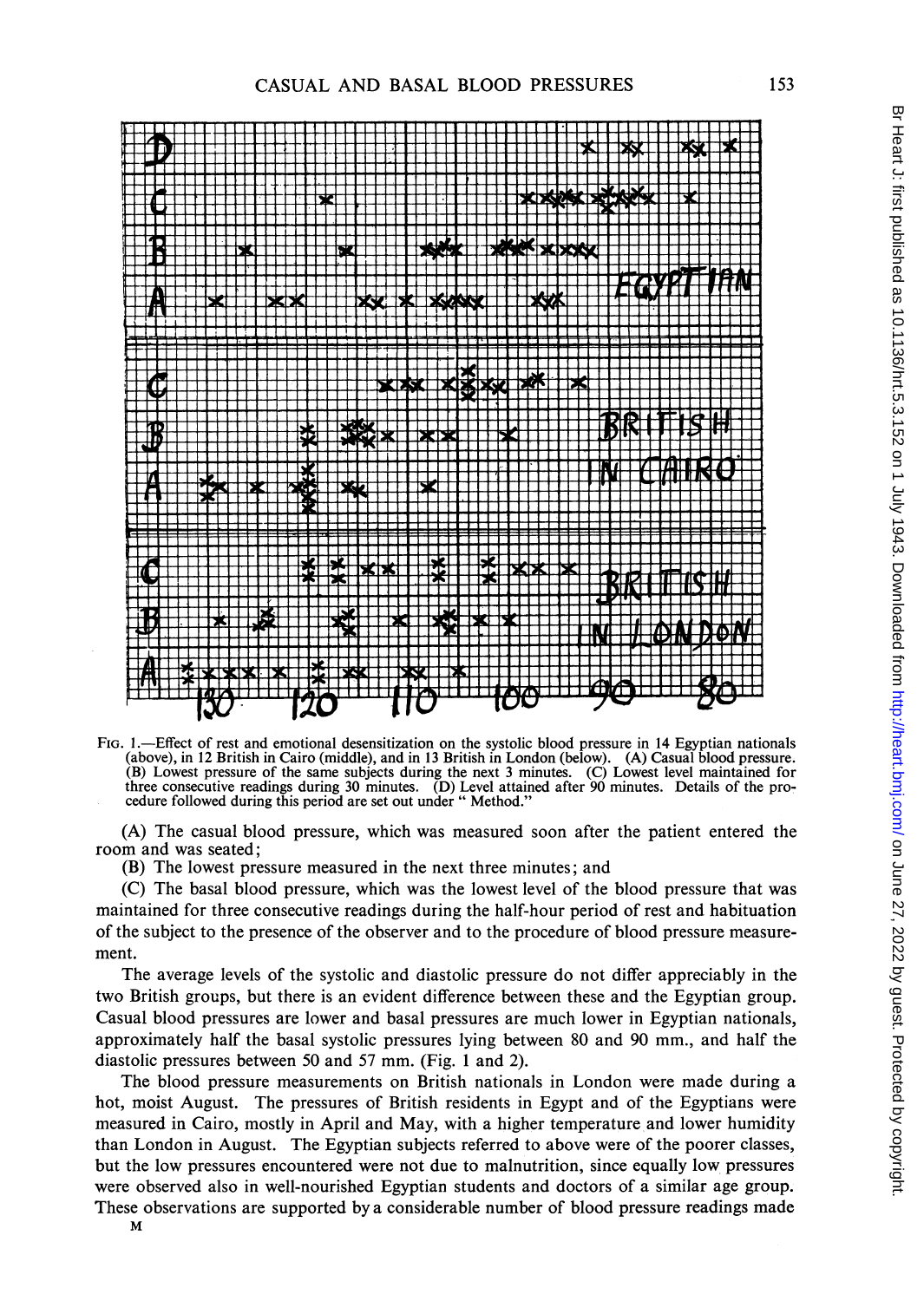FIG. 1.—Effect of rest and emotional desensitization on the systolic blood pressure in 14 Egyptian nationals (above), in 12 British in Cairo (middle), and in 13 British in London (below). (A) Casual blood pressure. (B) Lowest pressure of the same subjects during the next 3 minutes. (C) Lowest level maintained for three consecutive readings during 30 minutes. (D) Level attained after 90 minutes. Details of the procedure followed during this period are set out under " Method."

(A) The casual blood pressure, which was measured soon after the patient entered the room and was seated;

(B) The lowest pressure measured in the next three minutes; and

(C) The basal blood pressure, which was the lowest level of the blood pressure that was maintained for three consecutive readings during the half-hour period of rest and habituation of the subject to the presence of the observer and to the procedure of blood pressure measurement.

The average levels of the systolic and diastolic pressure do not differ appreciably in the two British groups, but there is an evident difference between these and the Egyptian group. Casual blood pressures are lower and basal pressures are much lower in Egyptian nationals, approximately half the basal systolic pressures lying between 80 and 90 mm., and half the diastolic pressures between 50 and 57 mm. (Fig. 1 and 2).

The blood pressure measurements on British nationals in London were made during a hot, moist August. The pressures of British residents in Egypt and of the Egyptians were measured in Cairo, mostly in April and May, with a higher temperature and lower humidity than London in August. The Egyptian subjects referred to above were of the poorer classes, but the low pressures encountered were not due to malnutrition, since equally low pressures were observed also in well-nourished Egyptian students and doctors of a similar age group. These observations are supported by a considerable number of blood pressure readings made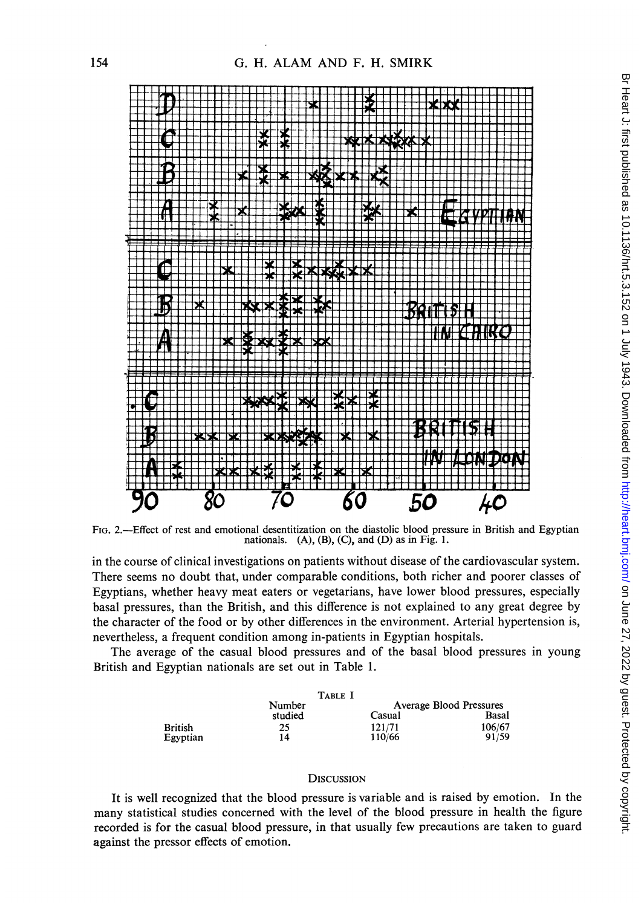FIG. 2.—Effect of rest and emotional desentitization on the diastolic blood pressure in British and Egyptian nationals. (A), (B), (C), and (D) as in Fig. 1.

in the course of clinical investigations on patients without disease of the cardiovascular system. There seems no doubt that, under comparable conditions, both richer and poorer classes of Egyptians, whether heavy meat eaters or vegetarians, have lower blood pressures, especially basal pressures, than the British, and this difference is not explained to any great degree by the character of the food or by other differences in the environment. Arterial hypertension is, nevertheless, a frequent condition among in-patients in Egyptian hospitals.

The average of the casual blood pressures and of the basal blood pressures in young British and Egyptian nationals are set out in Table 1.

TABLE I

| | Number studied | Average Blood Pressures | |
|---|---|---|---|
| | | Casual | Basal |
| British | 25 | 121/71 | 106/67 |
| Egyptian | 14 | 110/66 | 91/59 |

## DISCUSSION

It is well recognized that the blood pressure is variable and is raised by emotion. In the many statistical studies concerned with the level of the blood pressure in health the figure recorded is for the casual blood pressure, in that usually few precautions are taken to guard against the pressor effects of emotion.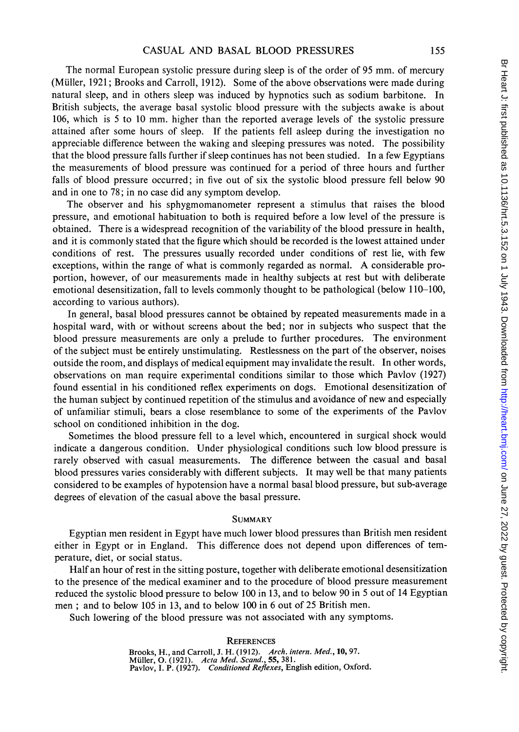The normal European systolic pressure during sleep is of the order of 95 mm. of mercury (Müller, 1921; Brooks and Carroll, 1912). Some of the above observations were made during natural sleep, and in others sleep was induced by hypnotics such as sodium barbitone. In British subjects, the average basal systolic blood pressure with the subjects awake is about 106, which is 5 to 10 mm. higher than the reported average levels of the systolic pressure attained after some hours of sleep. If the patients fell asleep during the investigation no appreciable difference between the waking and sleeping pressures was noted. The possibility that the blood pressure falls further if sleep continues has not been studied. In a few Egyptians the measurements of blood pressure was continued for a period of three hours and further falls of blood pressure occurred; in five out of six the systolic blood pressure fell below 90 and in one to 78; in no case did any symptom develop.

The observer and his sphygmomanometer represent a stimulus that raises the blood pressure, and emotional habituation to both is required before a low level of the pressure is obtained. There is a widespread recognition of the variability of the blood pressure in health, and it is commonly stated that the figure which should be recorded is the lowest attained under conditions of rest. The pressures usually recorded under conditions of rest lie, with few exceptions, within the range of what is commonly regarded as normal. A considerable proportion, however, of our measurements made in healthy subjects at rest but with deliberate emotional desensitization, fall to levels commonly thought to be pathological (below 110–100, according to various authors).

In general, basal blood pressures cannot be obtained by repeated measurements made in a hospital ward, with or without screens about the bed; nor in subjects who suspect that the blood pressure measurements are only a prelude to further procedures. The environment of the subject must be entirely unstimulating. Restlessness on the part of the observer, noises outside the room, and displays of medical equipment may invalidate the result. In other words, observations on man require experimental conditions similar to those which Pavlov (1927) found essential in his conditioned reflex experiments on dogs. Emotional desensitization of the human subject by continued repetition of the stimulus and avoidance of new and especially of unfamiliar stimuli, bears a close resemblance to some of the experiments of the Pavlov school on conditioned inhibition in the dog.

Sometimes the blood pressure fell to a level which, encountered in surgical shock would indicate a dangerous condition. Under physiological conditions such low blood pressure is rarely observed with casual measurements. The difference between the casual and basal blood pressures varies considerably with different subjects. It may well be that many patients considered to be examples of hypotension have a normal basal blood pressure, but sub-average degrees of elevation of the casual above the basal pressure.

## Summary

Egyptian men resident in Egypt have much lower blood pressures than British men resident either in Egypt or in England. This difference does not depend upon differences of temperature, diet, or social status.

Half an hour of rest in the sitting posture, together with deliberate emotional desensitization to the presence of the medical examiner and to the procedure of blood pressure measurement reduced the systolic blood pressure to below 100 in 13, and to below 90 in 5 out of 14 Egyptian men; and to below 105 in 13, and to below 100 in 6 out of 25 British men.

Such lowering of the blood pressure was not associated with any symptoms.

## References

Brooks, H., and Carroll, J. H. (1912). *Arch. intern. Med.*, **10**, 97.
Müller, O. (1921). *Acta Med. Scand.*, **55**, 381.
Pavlov, I. P. (1927). *Conditioned Reflexes*, English edition, Oxford.